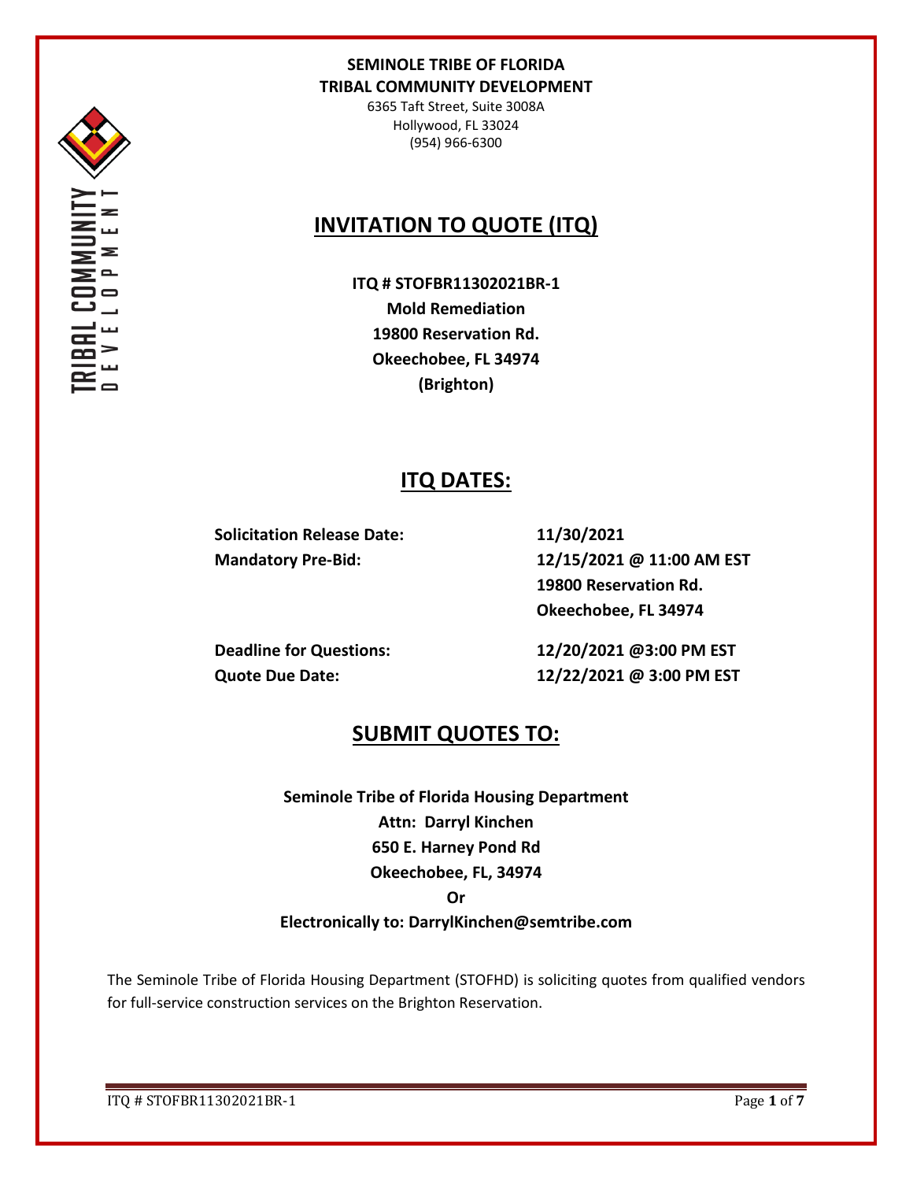**SEMINOLE TRIBE OF FLORIDA**
**TRIBAL COMMUNITY DEVELOPMENT**
6365 Taft Street, Suite 3008A
Hollywood, FL 33024
(954) 966-6300

# INVITATION TO QUOTE (ITQ)

**ITQ # STOFBR11302021BR-1**
**Mold Remediation**
**19800 Reservation Rd.**
**Okeechobee, FL 34974**
**(Brighton)**

## ITQ DATES:

| | |
|---|---|
| **Solicitation Release Date:** | **11/30/2021** |
| **Mandatory Pre-Bid:** | **12/15/2021 @ 11:00 AM EST**<br>**19800 Reservation Rd.**<br>**Okeechobee, FL 34974** |
| **Deadline for Questions:** | **12/20/2021 @3:00 PM EST** |
| **Quote Due Date:** | **12/22/2021 @ 3:00 PM EST** |

## SUBMIT QUOTES TO:

**Seminole Tribe of Florida Housing Department**
**Attn: Darryl Kinchen**
**650 E. Harney Pond Rd**
**Okeechobee, FL, 34974**
**Or**
**Electronically to: DarrylKinchen@semtribe.com**

The Seminole Tribe of Florida Housing Department (STOFHD) is soliciting quotes from qualified vendors for full-service construction services on the Brighton Reservation.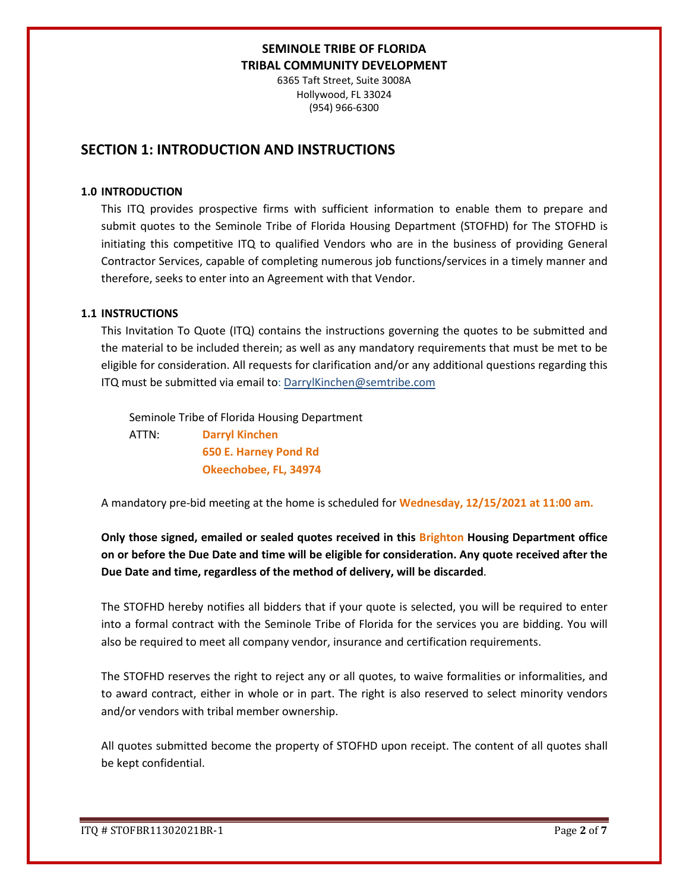**SEMINOLE TRIBE OF FLORIDA**
**TRIBAL COMMUNITY DEVELOPMENT**
6365 Taft Street, Suite 3008A
Hollywood, FL 33024
(954) 966-6300

## SECTION 1: INTRODUCTION AND INSTRUCTIONS

### 1.0 INTRODUCTION

This ITQ provides prospective firms with sufficient information to enable them to prepare and submit quotes to the Seminole Tribe of Florida Housing Department (STOFHD) for The STOFHD is initiating this competitive ITQ to qualified Vendors who are in the business of providing General Contractor Services, capable of completing numerous job functions/services in a timely manner and therefore, seeks to enter into an Agreement with that Vendor.

### 1.1 INSTRUCTIONS

This Invitation To Quote (ITQ) contains the instructions governing the quotes to be submitted and the material to be included therein; as well as any mandatory requirements that must be met to be eligible for consideration. All requests for clarification and/or any additional questions regarding this ITQ must be submitted via email to: DarrylKinchen@semtribe.com

Seminole Tribe of Florida Housing Department
ATTN: **Darryl Kinchen**
**650 E. Harney Pond Rd**
**Okeechobee, FL, 34974**

A mandatory pre-bid meeting at the home is scheduled for **Wednesday, 12/15/2021 at 11:00 am.**

**Only those signed, emailed or sealed quotes received in this Brighton Housing Department office on or before the Due Date and time will be eligible for consideration. Any quote received after the Due Date and time, regardless of the method of delivery, will be discarded**.

The STOFHD hereby notifies all bidders that if your quote is selected, you will be required to enter into a formal contract with the Seminole Tribe of Florida for the services you are bidding. You will also be required to meet all company vendor, insurance and certification requirements.

The STOFHD reserves the right to reject any or all quotes, to waive formalities or informalities, and to award contract, either in whole or in part. The right is also reserved to select minority vendors and/or vendors with tribal member ownership.

All quotes submitted become the property of STOFHD upon receipt. The content of all quotes shall be kept confidential.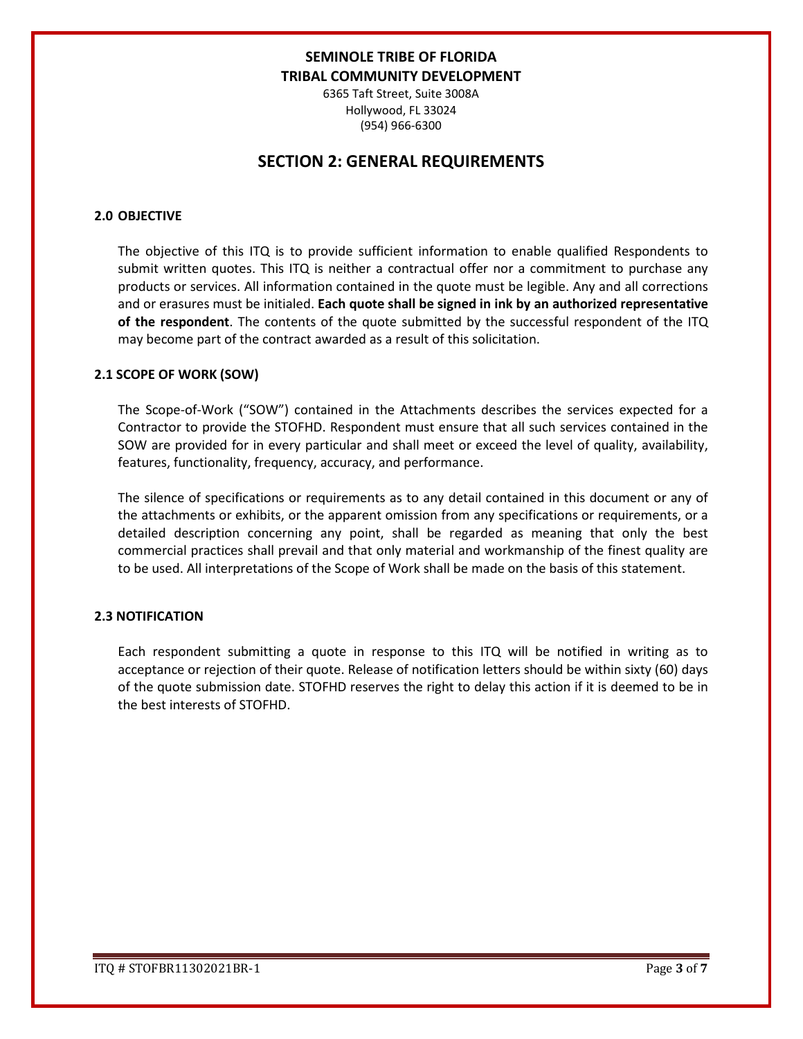**SEMINOLE TRIBE OF FLORIDA**
**TRIBAL COMMUNITY DEVELOPMENT**
6365 Taft Street, Suite 3008A
Hollywood, FL 33024
(954) 966-6300

# SECTION 2: GENERAL REQUIREMENTS

### 2.0 OBJECTIVE

The objective of this ITQ is to provide sufficient information to enable qualified Respondents to submit written quotes. This ITQ is neither a contractual offer nor a commitment to purchase any products or services. All information contained in the quote must be legible. Any and all corrections and or erasures must be initialed. **Each quote shall be signed in ink by an authorized representative of the respondent**. The contents of the quote submitted by the successful respondent of the ITQ may become part of the contract awarded as a result of this solicitation.

### 2.1 SCOPE OF WORK (SOW)

The Scope-of-Work ("SOW") contained in the Attachments describes the services expected for a Contractor to provide the STOFHD. Respondent must ensure that all such services contained in the SOW are provided for in every particular and shall meet or exceed the level of quality, availability, features, functionality, frequency, accuracy, and performance.

The silence of specifications or requirements as to any detail contained in this document or any of the attachments or exhibits, or the apparent omission from any specifications or requirements, or a detailed description concerning any point, shall be regarded as meaning that only the best commercial practices shall prevail and that only material and workmanship of the finest quality are to be used. All interpretations of the Scope of Work shall be made on the basis of this statement.

### 2.3 NOTIFICATION

Each respondent submitting a quote in response to this ITQ will be notified in writing as to acceptance or rejection of their quote. Release of notification letters should be within sixty (60) days of the quote submission date. STOFHD reserves the right to delay this action if it is deemed to be in the best interests of STOFHD.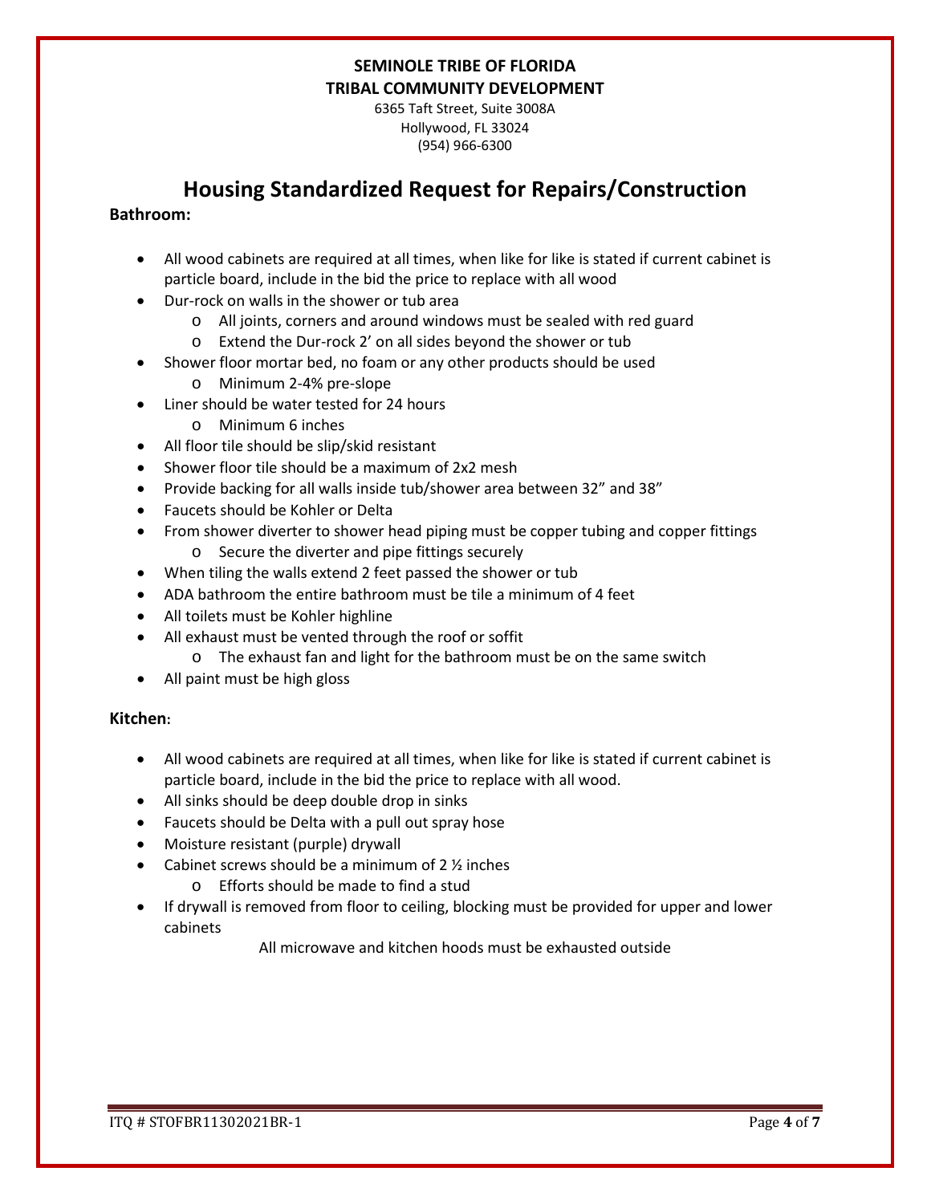**SEMINOLE TRIBE OF FLORIDA**
**TRIBAL COMMUNITY DEVELOPMENT**
6365 Taft Street, Suite 3008A
Hollywood, FL 33024
(954) 966-6300

# Housing Standardized Request for Repairs/Construction

**Bathroom:**

- All wood cabinets are required at all times, when like for like is stated if current cabinet is particle board, include in the bid the price to replace with all wood
- Dur-rock on walls in the shower or tub area
  - All joints, corners and around windows must be sealed with red guard
  - Extend the Dur-rock 2' on all sides beyond the shower or tub
- Shower floor mortar bed, no foam or any other products should be used
  - Minimum 2-4% pre-slope
- Liner should be water tested for 24 hours
  - Minimum 6 inches
- All floor tile should be slip/skid resistant
- Shower floor tile should be a maximum of 2x2 mesh
- Provide backing for all walls inside tub/shower area between 32" and 38"
- Faucets should be Kohler or Delta
- From shower diverter to shower head piping must be copper tubing and copper fittings
  - Secure the diverter and pipe fittings securely
- When tiling the walls extend 2 feet passed the shower or tub
- ADA bathroom the entire bathroom must be tile a minimum of 4 feet
- All toilets must be Kohler highline
- All exhaust must be vented through the roof or soffit
  - The exhaust fan and light for the bathroom must be on the same switch
- All paint must be high gloss

**Kitchen:**

- All wood cabinets are required at all times, when like for like is stated if current cabinet is particle board, include in the bid the price to replace with all wood.
- All sinks should be deep double drop in sinks
- Faucets should be Delta with a pull out spray hose
- Moisture resistant (purple) drywall
- Cabinet screws should be a minimum of 2 ½ inches
  - Efforts should be made to find a stud
- If drywall is removed from floor to ceiling, blocking must be provided for upper and lower cabinets

All microwave and kitchen hoods must be exhausted outside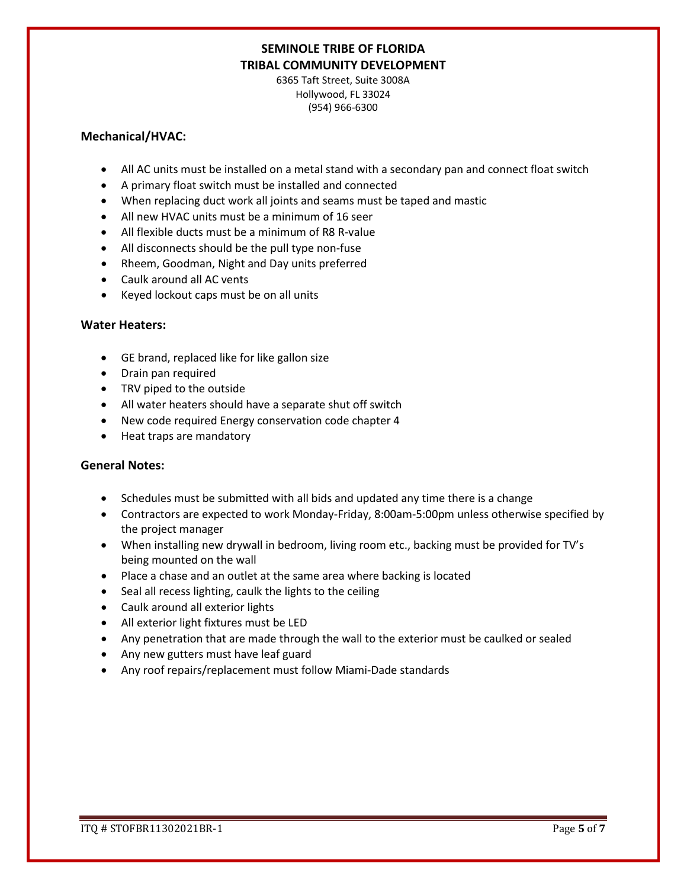**SEMINOLE TRIBE OF FLORIDA**
**TRIBAL COMMUNITY DEVELOPMENT**
6365 Taft Street, Suite 3008A
Hollywood, FL 33024
(954) 966-6300

### Mechanical/HVAC:

- All AC units must be installed on a metal stand with a secondary pan and connect float switch
- A primary float switch must be installed and connected
- When replacing duct work all joints and seams must be taped and mastic
- All new HVAC units must be a minimum of 16 seer
- All flexible ducts must be a minimum of R8 R-value
- All disconnects should be the pull type non-fuse
- Rheem, Goodman, Night and Day units preferred
- Caulk around all AC vents
- Keyed lockout caps must be on all units

### Water Heaters:

- GE brand, replaced like for like gallon size
- Drain pan required
- TRV piped to the outside
- All water heaters should have a separate shut off switch
- New code required Energy conservation code chapter 4
- Heat traps are mandatory

### General Notes:

- Schedules must be submitted with all bids and updated any time there is a change
- Contractors are expected to work Monday-Friday, 8:00am-5:00pm unless otherwise specified by the project manager
- When installing new drywall in bedroom, living room etc., backing must be provided for TV's being mounted on the wall
- Place a chase and an outlet at the same area where backing is located
- Seal all recess lighting, caulk the lights to the ceiling
- Caulk around all exterior lights
- All exterior light fixtures must be LED
- Any penetration that are made through the wall to the exterior must be caulked or sealed
- Any new gutters must have leaf guard
- Any roof repairs/replacement must follow Miami-Dade standards

ITQ # STOFBR11302021BR-1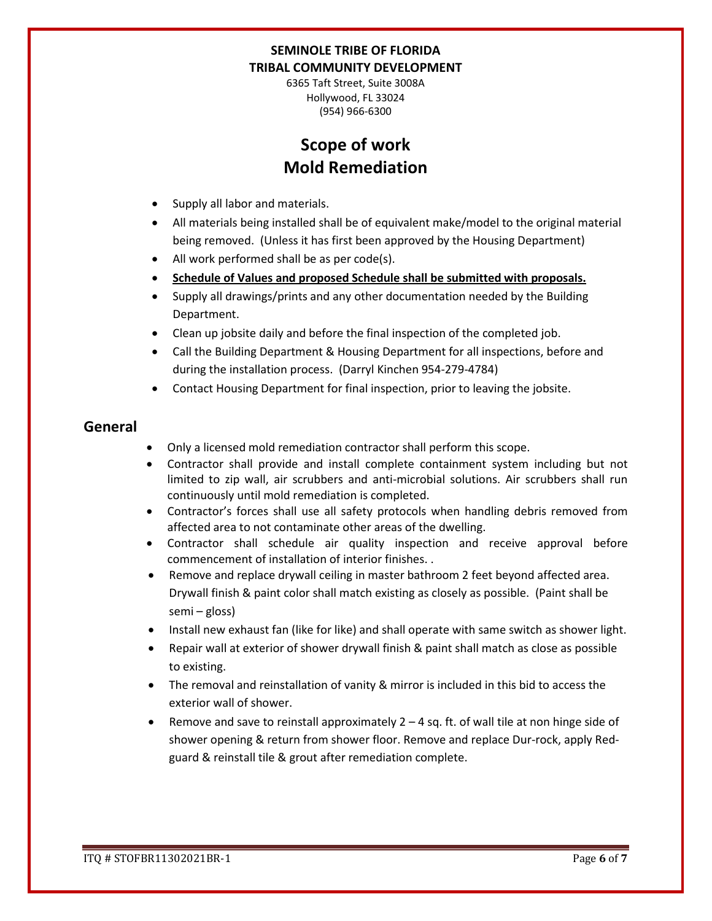**SEMINOLE TRIBE OF FLORIDA**
**TRIBAL COMMUNITY DEVELOPMENT**
6365 Taft Street, Suite 3008A
Hollywood, FL 33024
(954) 966-6300

# Scope of work
# Mold Remediation

- Supply all labor and materials.
- All materials being installed shall be of equivalent make/model to the original material being removed. (Unless it has first been approved by the Housing Department)
- All work performed shall be as per code(s).
- **Schedule of Values and proposed Schedule shall be submitted with proposals.**
- Supply all drawings/prints and any other documentation needed by the Building Department.
- Clean up jobsite daily and before the final inspection of the completed job.
- Call the Building Department & Housing Department for all inspections, before and during the installation process. (Darryl Kinchen 954-279-4784)
- Contact Housing Department for final inspection, prior to leaving the jobsite.

## General

- Only a licensed mold remediation contractor shall perform this scope.
- Contractor shall provide and install complete containment system including but not limited to zip wall, air scrubbers and anti-microbial solutions. Air scrubbers shall run continuously until mold remediation is completed.
- Contractor's forces shall use all safety protocols when handling debris removed from affected area to not contaminate other areas of the dwelling.
- Contractor shall schedule air quality inspection and receive approval before commencement of installation of interior finishes. .
- Remove and replace drywall ceiling in master bathroom 2 feet beyond affected area. Drywall finish & paint color shall match existing as closely as possible. (Paint shall be semi – gloss)
- Install new exhaust fan (like for like) and shall operate with same switch as shower light.
- Repair wall at exterior of shower drywall finish & paint shall match as close as possible to existing.
- The removal and reinstallation of vanity & mirror is included in this bid to access the exterior wall of shower.
- Remove and save to reinstall approximately 2 – 4 sq. ft. of wall tile at non hinge side of shower opening & return from shower floor. Remove and replace Dur-rock, apply Red-guard & reinstall tile & grout after remediation complete.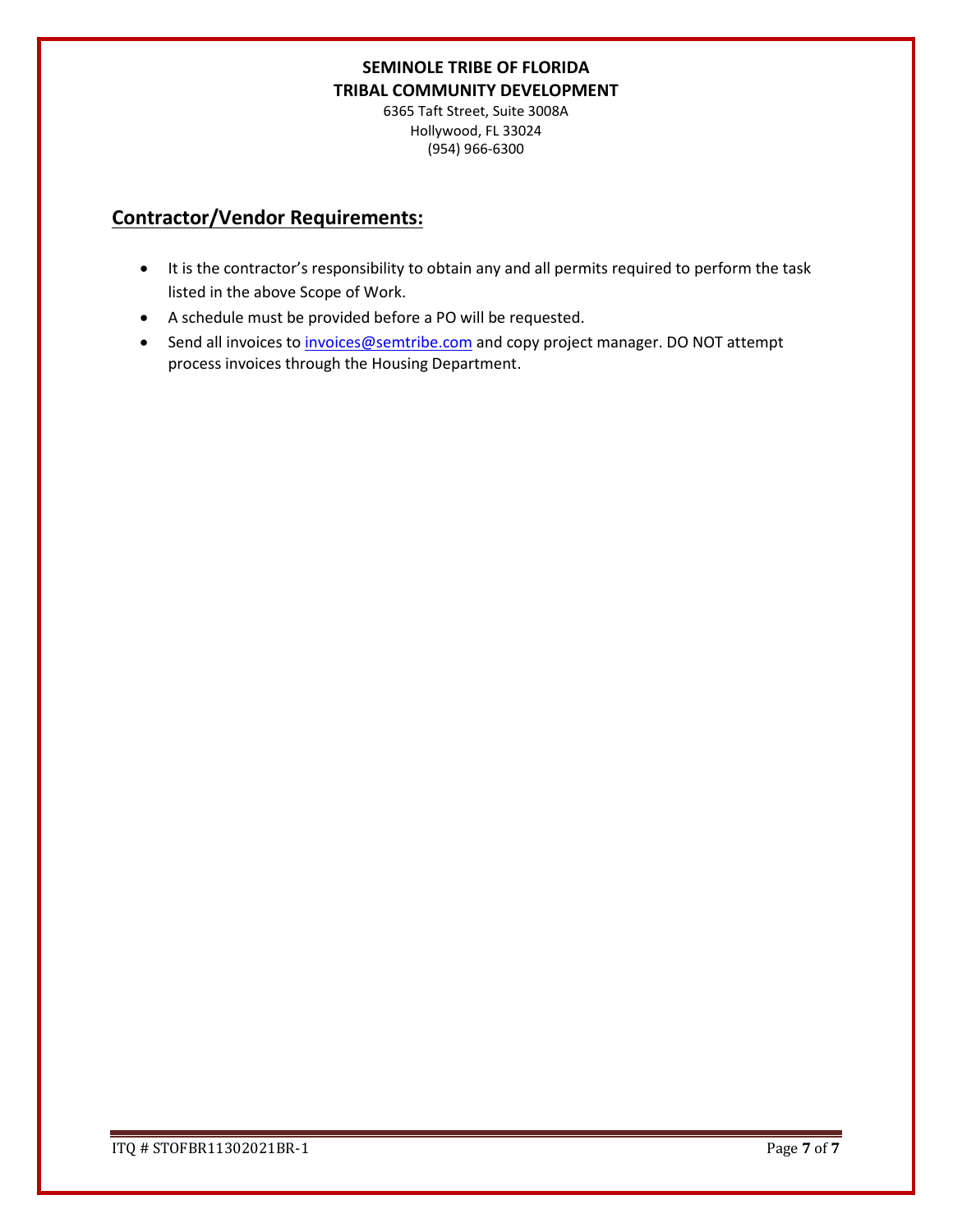**SEMINOLE TRIBE OF FLORIDA**
**TRIBAL COMMUNITY DEVELOPMENT**
6365 Taft Street, Suite 3008A
Hollywood, FL 33024
(954) 966-6300

## Contractor/Vendor Requirements:

- It is the contractor's responsibility to obtain any and all permits required to perform the task listed in the above Scope of Work.
- A schedule must be provided before a PO will be requested.
- Send all invoices to invoices@semtribe.com and copy project manager. DO NOT attempt process invoices through the Housing Department.